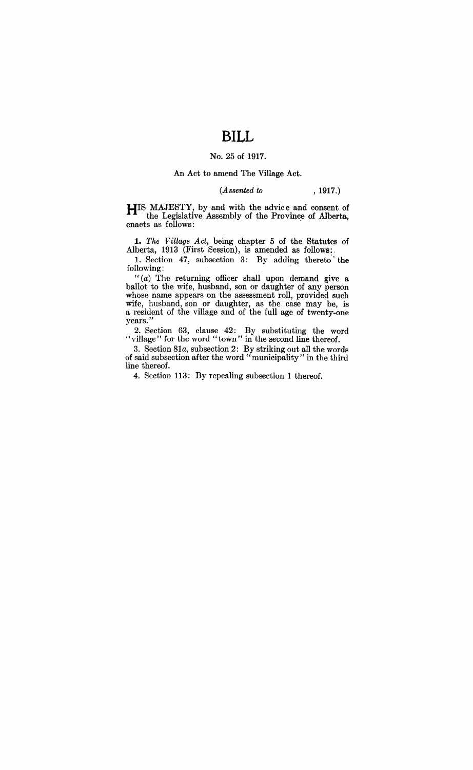# BILL

No. 25 of 1917.

An Act to amend The Village Act.

(*Assented to* , 1917.)

HIS MAJESTY, by and with the advice and consent of the Legislative Assembly of the Province of Alberta, enacts as follows:

**1.** *The Village Act*, being chapter 5 of the Statutes of Alberta, 1913 (First Session), is amended as follows:

1. Section 47, subsection 3: By adding thereto the following:

"(*a*) The returning officer shall upon demand give a ballot to the wife, husband, son or daughter of any person whose name appears on the assessment roll, provided such wife, husband, son or daughter, as the case may be, is a resident of the village and of the full age of twenty-one years."

2. Section 63, clause 42: By substituting the word "village" for the word "town" in the second line thereof.

3. Section 81*a*, subsection 2: By striking out all the words of said subsection after the word "municipality" in the third line thereof.

4. Section 113: By repealing subsection 1 thereof.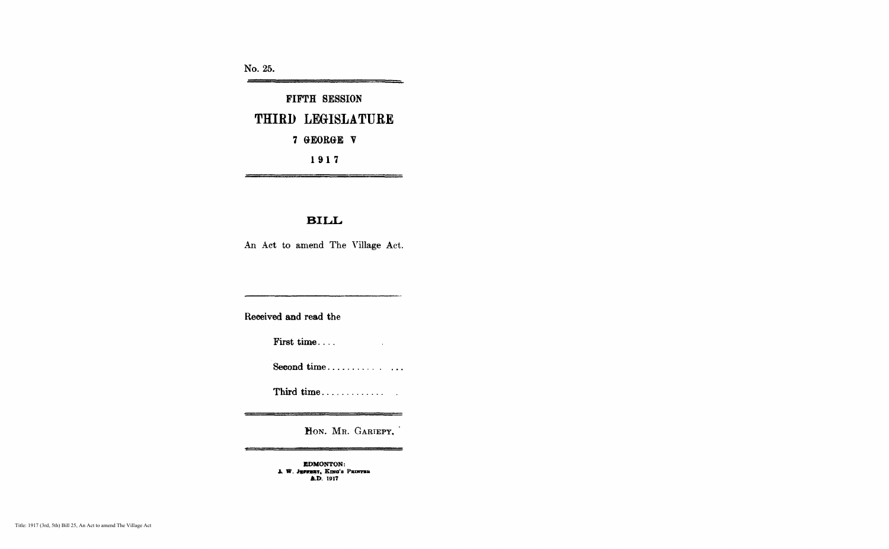No. 25.

FIFTH SESSION

# THIRD LEGISLATURE

7 GEORGE V

1917

## BILL

An Act to amend The Village Act.

Received and read the

First time....

Second time...........

Third time.............

HON. MR. GARIEPY.

EDMONTON:
J. W. JEFFERY, KING'S PRINTER
A.D. 1917

Title: 1917 (3rd, 5th) Bill 25, An Act to amend The Village Act